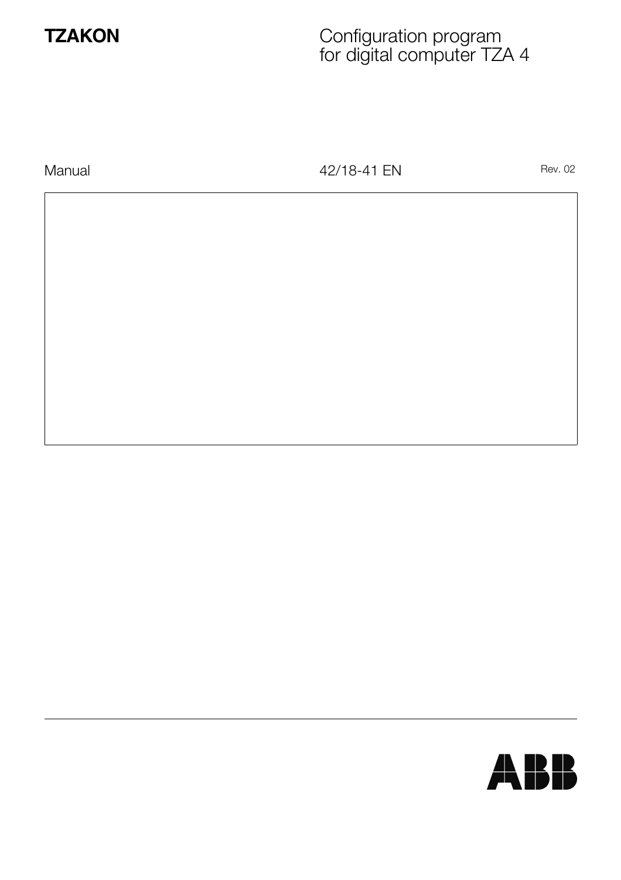**TZAKON**

# Configuration program for digital computer TZA 4

Manual

42/18-41 EN

Rev. 02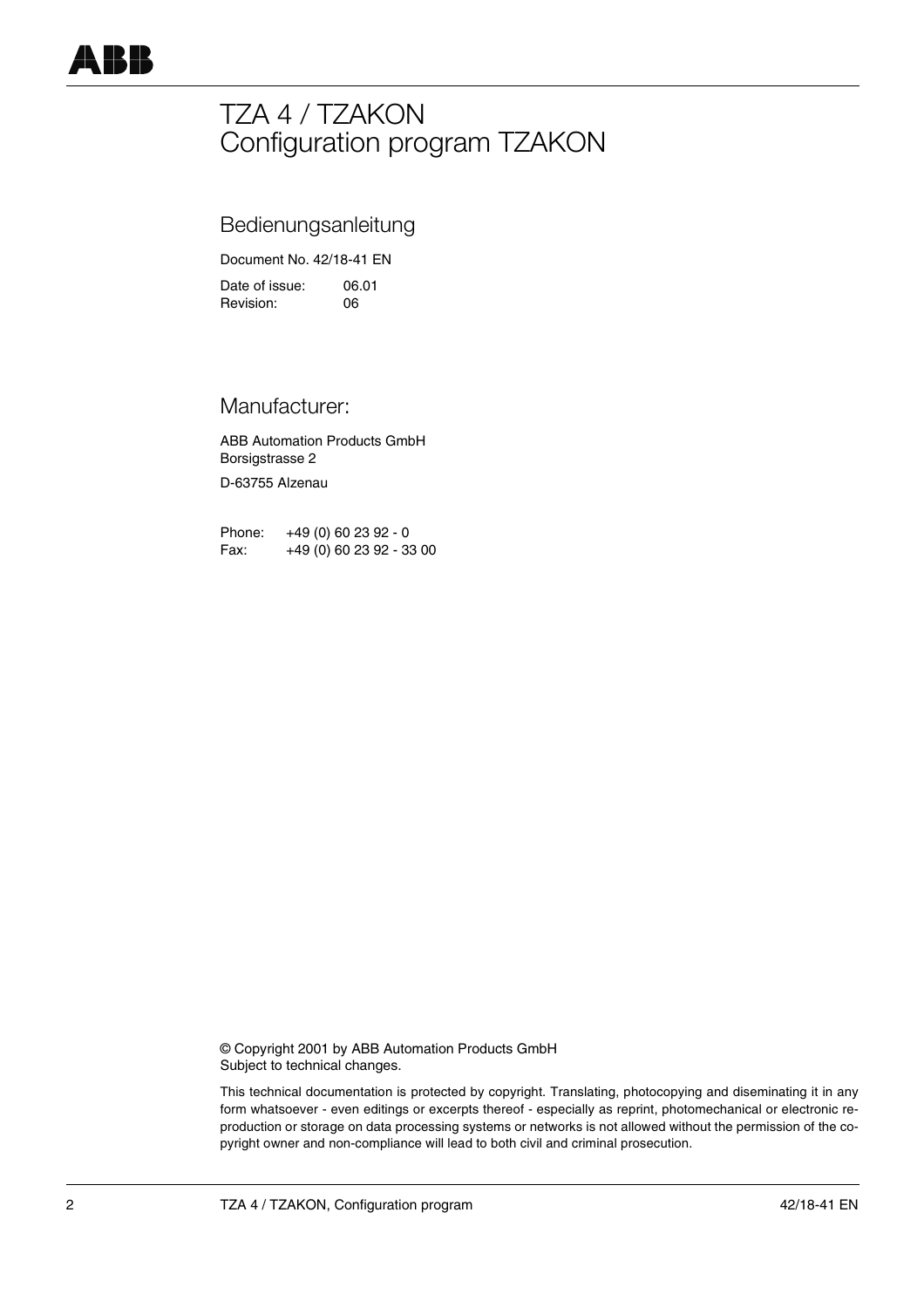# TZA 4 / TZAKON
# Configuration program TZAKON

## Bedienungsanleitung

Document No. 42/18-41 EN

Date of issue: 06.01
Revision: 06

## Manufacturer:

ABB Automation Products GmbH
Borsigstrasse 2
D-63755 Alzenau

Phone: +49 (0) 60 23 92 - 0
Fax: +49 (0) 60 23 92 - 33 00

© Copyright 2001 by ABB Automation Products GmbH
Subject to technical changes.

This technical documentation is protected by copyright. Translating, photocopying and diseminating it in any form whatsoever - even editings or excerpts thereof - especially as reprint, photomechanical or electronic reproduction or storage on data processing systems or networks is not allowed without the permission of the copyright owner and non-compliance will lead to both civil and criminal prosecution.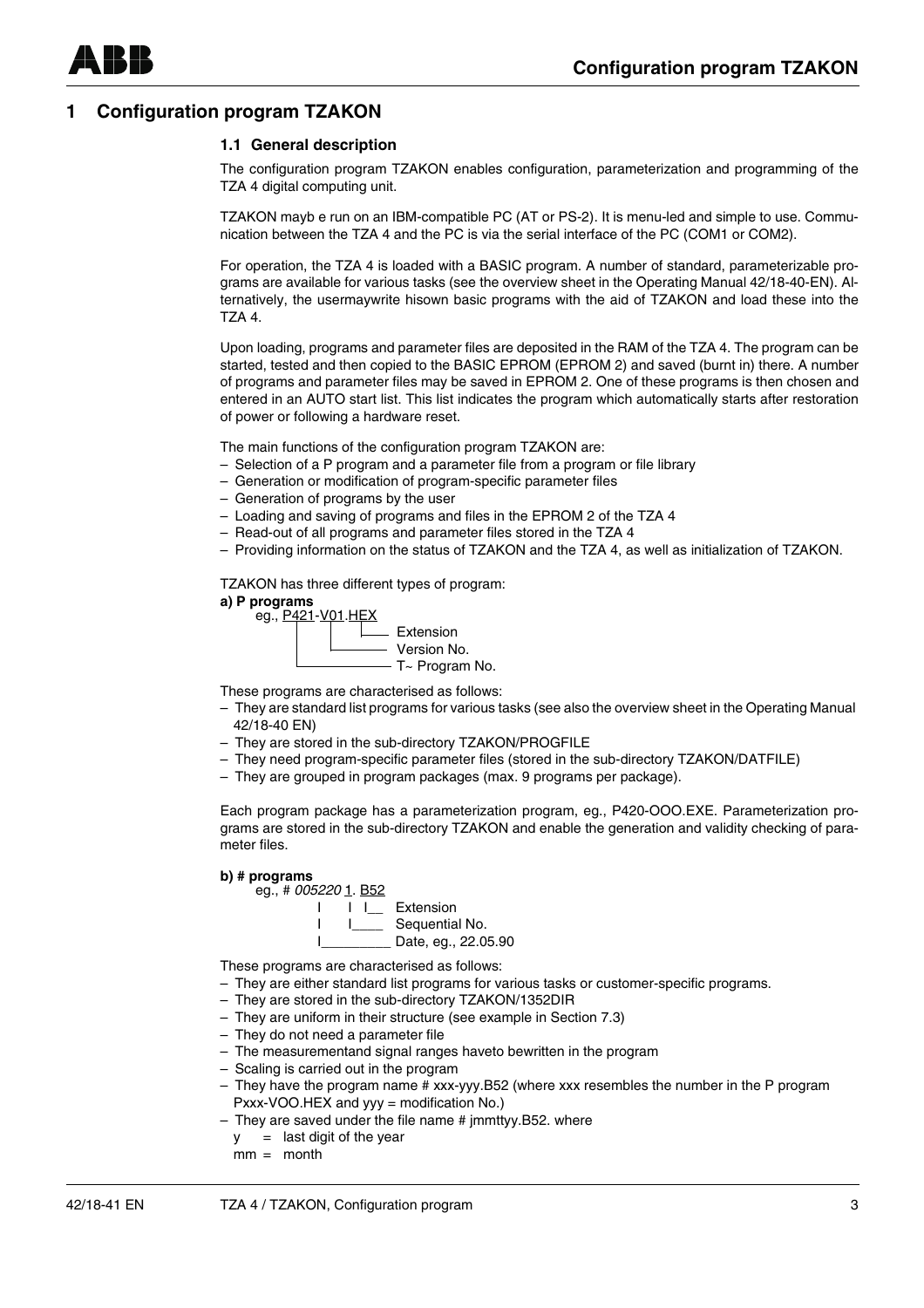# 1 Configuration program TZAKON

## 1.1 General description

The configuration program TZAKON enables configuration, parameterization and programming of the TZA 4 digital computing unit.

TZAKON mayb e run on an IBM-compatible PC (AT or PS-2). It is menu-led and simple to use. Communication between the TZA 4 and the PC is via the serial interface of the PC (COM1 or COM2).

For operation, the TZA 4 is loaded with a BASIC program. A number of standard, parameterizable programs are available for various tasks (see the overview sheet in the Operating Manual 42/18-40-EN). Alternatively, the usermaywrite hisown basic programs with the aid of TZAKON and load these into the TZA 4.

Upon loading, programs and parameter files are deposited in the RAM of the TZA 4. The program can be started, tested and then copied to the BASIC EPROM (EPROM 2) and saved (burnt in) there. A number of programs and parameter files may be saved in EPROM 2. One of these programs is then chosen and entered in an AUTO start list. This list indicates the program which automatically starts after restoration of power or following a hardware reset.

The main functions of the configuration program TZAKON are:

- Selection of a P program and a parameter file from a program or file library
- Generation or modification of program-specific parameter files
- Generation of programs by the user
- Loading and saving of programs and files in the EPROM 2 of the TZA 4
- Read-out of all programs and parameter files stored in the TZA 4
- Providing information on the status of TZAKON and the TZA 4, as well as initialization of TZAKON.

TZAKON has three different types of program:

**a) P programs**

```
eg., P421-V01.HEX
        |    |   |__ Extension
        |    |______ Version No.
        |___________ T~ Program No.
```

These programs are characterised as follows:

- They are standard list programs for various tasks (see also the overview sheet in the Operating Manual 42/18-40 EN)
- They are stored in the sub-directory TZAKON/PROGFILE
- They need program-specific parameter files (stored in the sub-directory TZAKON/DATFILE)
- They are grouped in program packages (max. 9 programs per package).

Each program package has a parameterization program, eg., P420-OOO.EXE. Parameterization programs are stored in the sub-directory TZAKON and enable the generation and validity checking of parameter files.

**b) # programs**

```
eg., # 005220 1. B52
       I      I I__  Extension
       I      I____  Sequential No.
       I_________    Date, eg., 22.05.90
```

These programs are characterised as follows:

- They are either standard list programs for various tasks or customer-specific programs.
- They are stored in the sub-directory TZAKON/1352DIR
- They are uniform in their structure (see example in Section 7.3)
- They do not need a parameter file
- The measurementand signal ranges haveto bewritten in the program
- Scaling is carried out in the program
- They have the program name # xxx-yyy.B52 (where xxx resembles the number in the P program Pxxx-VOO.HEX and yyy = modification No.)
- They are saved under the file name # jmmttyy.B52. where
  - y = last digit of the year
  - mm = month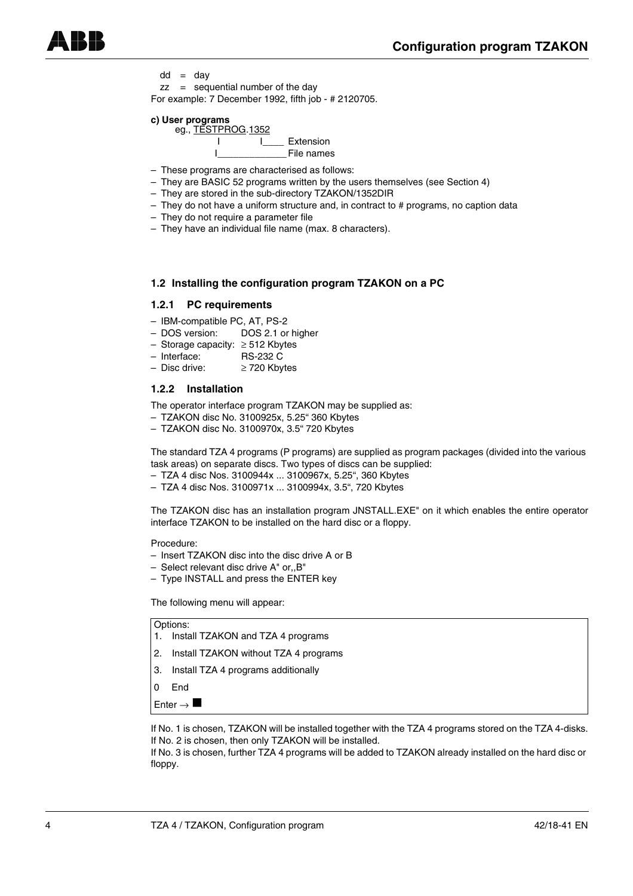dd = day

zz = sequential number of the day

For example: 7 December 1992, fifth job - # 2120705.

**c) User programs**

```
eg., TESTPROG.1352
        I         I____ Extension
        I_____________File names
```

– These programs are characterised as follows:
– They are BASIC 52 programs written by the users themselves (see Section 4)
– They are stored in the sub-directory TZAKON/1352DIR
– They do not have a uniform structure and, in contract to # programs, no caption data
– They do not require a parameter file
– They have an individual file name (max. 8 characters).

### 1.2 Installing the configuration program TZAKON on a PC

#### 1.2.1 PC requirements

– IBM-compatible PC, AT, PS-2
– DOS version: DOS 2.1 or higher
– Storage capacity: ≥ 512 Kbytes
– Interface: RS-232 C
– Disc drive: ≥ 720 Kbytes

#### 1.2.2 Installation

The operator interface program TZAKON may be supplied as:

– TZAKON disc No. 3100925x, 5.25“ 360 Kbytes
– TZAKON disc No. 3100970x, 3.5“ 720 Kbytes

The standard TZA 4 programs (P programs) are supplied as program packages (divided into the various task areas) on separate discs. Two types of discs can be supplied:

– TZA 4 disc Nos. 3100944x ... 3100967x, 5.25“, 360 Kbytes
– TZA 4 disc Nos. 3100971x ... 3100994x, 3.5“, 720 Kbytes

The TZAKON disc has an installation program JNSTALL.EXE" on it which enables the entire operator interface TZAKON to be installed on the hard disc or a floppy.

Procedure:

– Insert TZAKON disc into the disc drive A or B
– Select relevant disc drive A" or,,B"
– Type INSTALL and press the ENTER key

The following menu will appear:

```
Options:
1.  Install TZAKON and TZA 4 programs
2.  Install TZAKON without TZA 4 programs
3.  Install TZA 4 programs additionally
0   End
Enter → ■
```

If No. 1 is chosen, TZAKON will be installed together with the TZA 4 programs stored on the TZA 4-disks.

If No. 2 is chosen, then only TZAKON will be installed.

If No. 3 is chosen, further TZA 4 programs will be added to TZAKON already installed on the hard disc or floppy.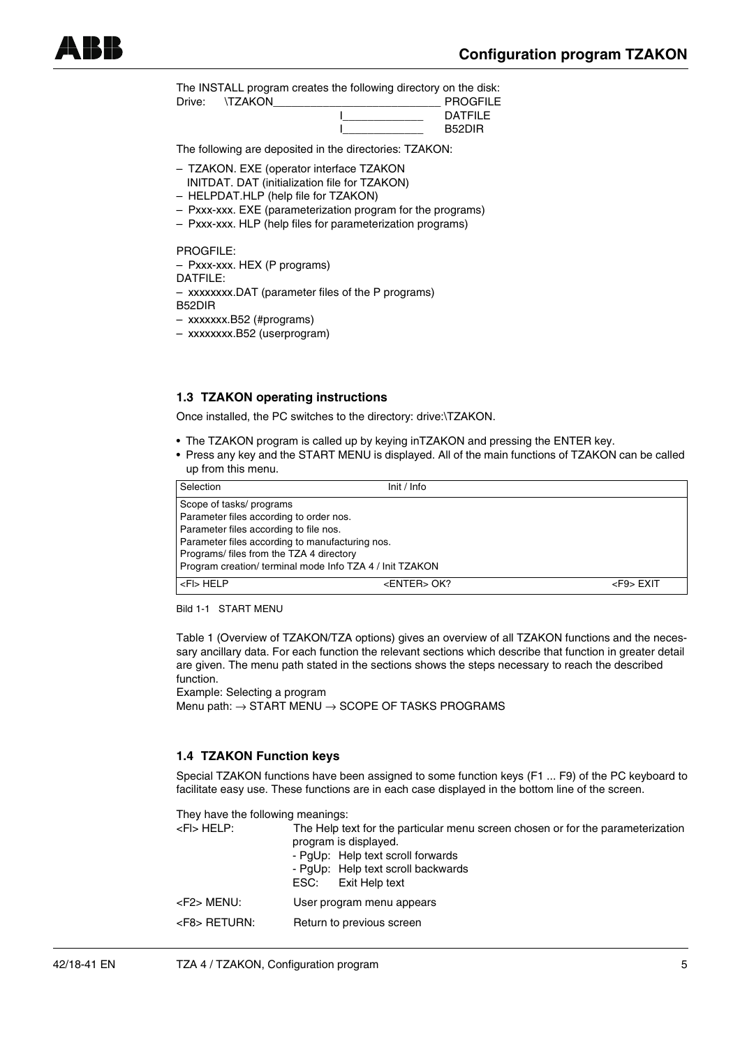The INSTALL program creates the following directory on the disk:

```
Drive:   \TZAKON___________________________ PROGFILE
                               I_____________  DATFILE
                               I_____________  B52DIR
```

The following are deposited in the directories: TZAKON:

- TZAKON. EXE (operator interface TZAKON
  INITDAT. DAT (initialization file for TZAKON)
- HELPDAT.HLP (help file for TZAKON)
- Pxxx-xxx. EXE (parameterization program for the programs)
- Pxxx-xxx. HLP (help files for parameterization programs)

PROGFILE:
- Pxxx-xxx. HEX (P programs)

DATFILE:
- xxxxxxxx.DAT (parameter files of the P programs)

B52DIR
- xxxxxxx.B52 (#programs)
- xxxxxxxx.B52 (userprogram)

### 1.3 TZAKON operating instructions

Once installed, the PC switches to the directory: drive:\TZAKON.

- The TZAKON program is called up by keying inTZAKON and pressing the ENTER key.
- Press any key and the START MENU is displayed. All of the main functions of TZAKON can be called up from this menu.

| Selection | Init / Info | |
|---|---|---|
| Scope of tasks/ programs<br>Parameter files according to order nos.<br>Parameter files according to file nos.<br>Parameter files according to manufacturing nos.<br>Programs/ files from the TZA 4 directory<br>Program creation/ terminal mode Info TZA 4 / Init TZAKON | | |
| <FI> HELP | <ENTER> OK? | <F9> EXIT |

Bild 1-1 START MENU

Table 1 (Overview of TZAKON/TZA options) gives an overview of all TZAKON functions and the necessary ancillary data. For each function the relevant sections which describe that function in greater detail are given. The menu path stated in the sections shows the steps necessary to reach the described function.
Example: Selecting a program
Menu path: → START MENU → SCOPE OF TASKS PROGRAMS

### 1.4 TZAKON Function keys

Special TZAKON functions have been assigned to some function keys (F1 ... F9) of the PC keyboard to facilitate easy use. These functions are in each case displayed in the bottom line of the screen.

They have the following meanings:

<FI> HELP: The Help text for the particular menu screen chosen or for the parameterization program is displayed.
- PgUp: Help text scroll forwards
- PgUp: Help text scroll backwards
ESC: Exit Help text

<F2> MENU: User program menu appears

<F8> RETURN: Return to previous screen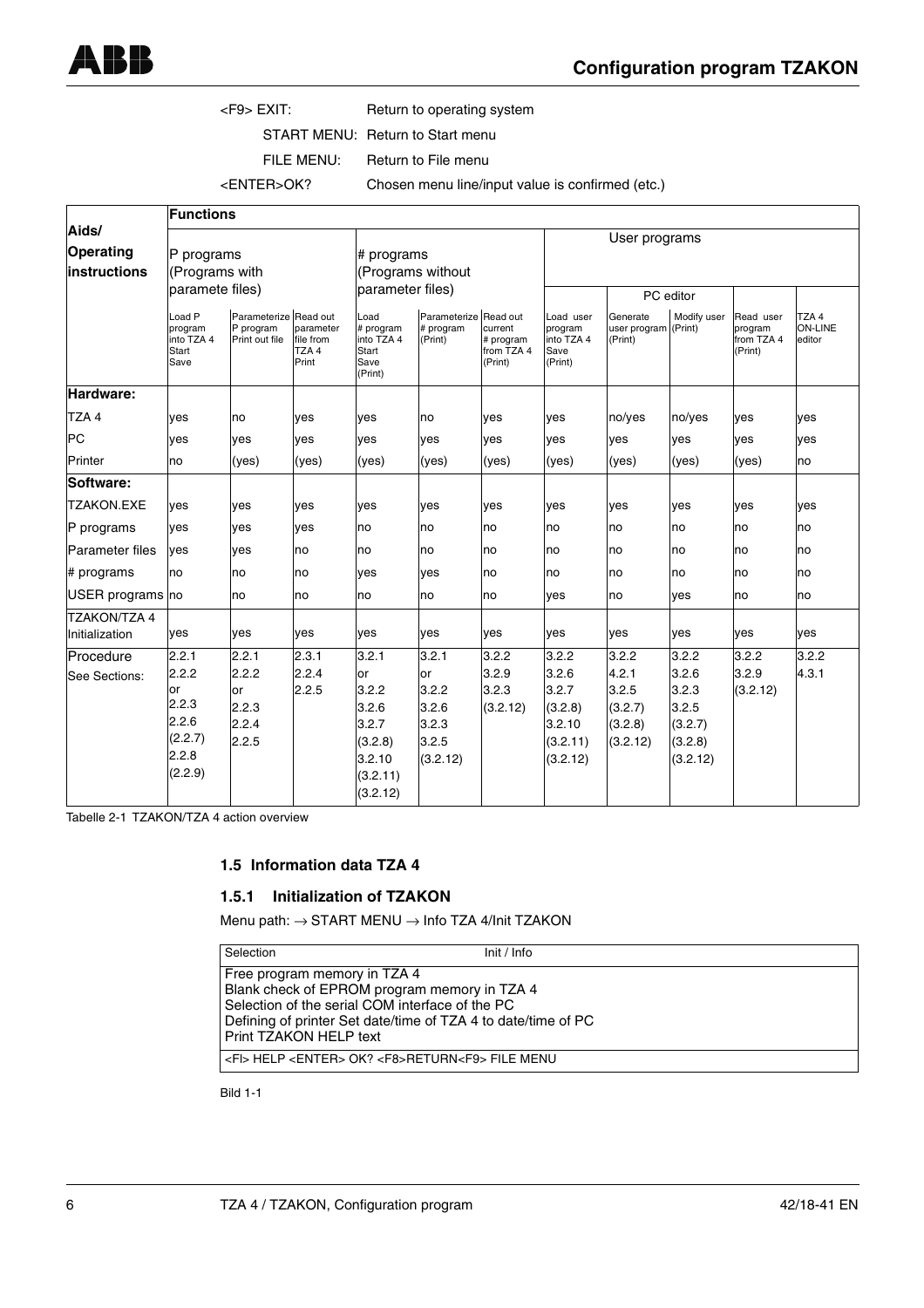<F9> EXIT: Return to operating system

START MENU: Return to Start menu

FILE MENU: Return to File menu

<ENTER>OK? Chosen menu line/input value is confirmed (etc.)

| Aids/ Operating instructions | Functions | | | | | | | | | | |
|---|---|---|---|---|---|---|---|---|---|---|---|
| | P programs (Programs with paramete files) | | | # programs (Programs without parameter files) | | | User programs | | | | |
| | | | | | | | | PC editor | | | |
| | Load P program into TZA 4 Start Save | Parameterize P program Print out file | Read out parameter file from TZA 4 Print | Load # program into TZA 4 Start Save (Print) | Parameterize # program (Print) | Read out current # program from TZA 4 (Print) | Load user program into TZA 4 Save (Print) | Generate user program (Print) | Modify user (Print) | Read user program from TZA 4 (Print) | TZA 4 ON-LINE editor |
| **Hardware:** | | | | | | | | | | | |
| TZA 4 | yes | no | yes | yes | no | yes | yes | no/yes | no/yes | yes | yes |
| PC | yes | yes | yes | yes | yes | yes | yes | yes | yes | yes | yes |
| Printer | no | (yes) | (yes) | (yes) | (yes) | (yes) | (yes) | (yes) | (yes) | (yes) | no |
| **Software:** | | | | | | | | | | | |
| TZAKON.EXE | yes | yes | yes | yes | yes | yes | yes | yes | yes | yes | yes |
| P programs | yes | yes | yes | no | no | no | no | no | no | no | no |
| Parameter files | yes | yes | no | no | no | no | no | no | no | no | no |
| # programs | no | no | no | yes | yes | no | no | no | no | no | no |
| USER programs | no | no | no | no | no | no | yes | no | yes | no | no |
| TZAKON/TZA 4 Initialization | yes | yes | yes | yes | yes | yes | yes | yes | yes | yes | yes |
| Procedure See Sections: | 2.2.1 2.2.2 or 2.2.3 2.2.6 (2.2.7) 2.2.8 (2.2.9) | 2.2.1 2.2.2 or 2.2.3 2.2.4 2.2.5 | 2.3.1 2.2.4 2.2.5 | 3.2.1 or 3.2.2 3.2.6 3.2.7 (3.2.8) 3.2.10 (3.2.11) (3.2.12) | 3.2.1 or 3.2.2 3.2.6 3.2.3 3.2.5 (3.2.12) | 3.2.2 3.2.9 3.2.3 (3.2.12) | 3.2.2 3.2.6 3.2.7 (3.2.8) 3.2.10 (3.2.11) (3.2.12) | 3.2.2 4.2.1 3.2.5 (3.2.7) (3.2.8) (3.2.12) | 3.2.2 3.2.6 3.2.3 3.2.5 (3.2.7) (3.2.8) (3.2.12) | 3.2.2 3.2.9 (3.2.12) | 3.2.2 4.3.1 |

Tabelle 2-1 TZAKON/TZA 4 action overview

## 1.5 Information data TZA 4

### 1.5.1 Initialization of TZAKON

Menu path: → START MENU → Info TZA 4/Init TZAKON

| Selection | Init / Info |
|---|---|
| Free program memory in TZA 4<br>Blank check of EPROM program memory in TZA 4<br>Selection of the serial COM interface of the PC<br>Defining of printer Set date/time of TZA 4 to date/time of PC<br>Print TZAKON HELP text | |
| <Fl> HELP <ENTER> OK? <F8>RETURN<F9> FILE MENU | |

Bild 1-1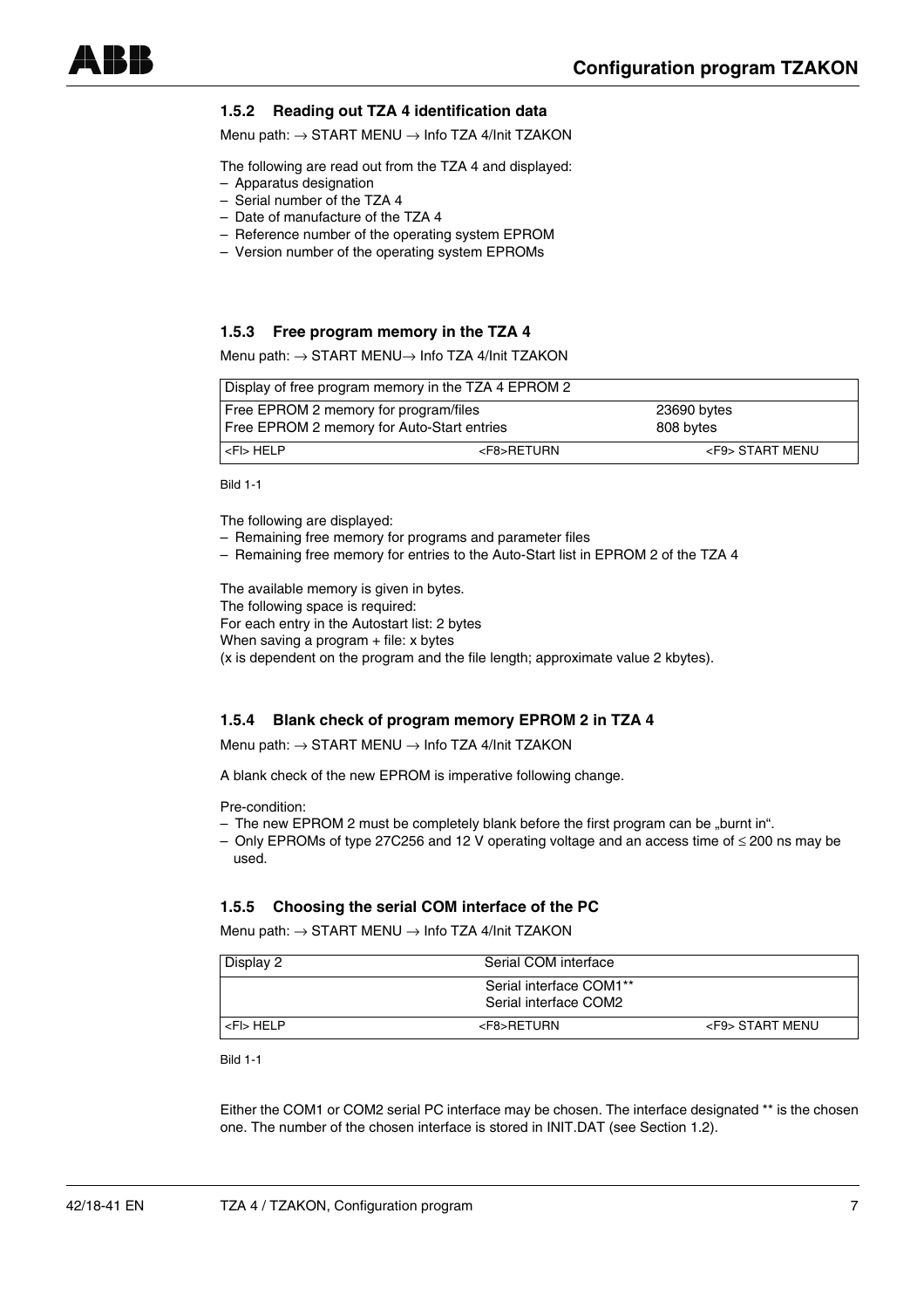### 1.5.2 Reading out TZA 4 identification data

Menu path: → START MENU → Info TZA 4/Init TZAKON

The following are read out from the TZA 4 and displayed:

- Apparatus designation
- Serial number of the TZA 4
- Date of manufacture of the TZA 4
- Reference number of the operating system EPROM
- Version number of the operating system EPROMs

### 1.5.3 Free program memory in the TZA 4

Menu path: → START MENU→ Info TZA 4/Init TZAKON

| Display of free program memory in the TZA 4 EPROM 2 | | |
|---|---|---|
| Free EPROM 2 memory for program/files<br>Free EPROM 2 memory for Auto-Start entries | | 23690 bytes<br>808 bytes |
| <Fl> HELP | <F8>RETURN | <F9> START MENU |

Bild 1-1

The following are displayed:

- Remaining free memory for programs and parameter files
- Remaining free memory for entries to the Auto-Start list in EPROM 2 of the TZA 4

The available memory is given in bytes.
The following space is required:
For each entry in the Autostart list: 2 bytes
When saving a program + file: x bytes
(x is dependent on the program and the file length; approximate value 2 kbytes).

### 1.5.4 Blank check of program memory EPROM 2 in TZA 4

Menu path: → START MENU → Info TZA 4/Init TZAKON

A blank check of the new EPROM is imperative following change.

Pre-condition:

- The new EPROM 2 must be completely blank before the first program can be „burnt in".
- Only EPROMs of type 27C256 and 12 V operating voltage and an access time of ≤ 200 ns may be used.

### 1.5.5 Choosing the serial COM interface of the PC

Menu path: → START MENU → Info TZA 4/Init TZAKON

| Display 2 | Serial COM interface | |
|---|---|---|
| | Serial interface COM1**<br>Serial interface COM2 | |
| <Fl> HELP | <F8>RETURN | <F9> START MENU |

Bild 1-1

Either the COM1 or COM2 serial PC interface may be chosen. The interface designated ** is the chosen one. The number of the chosen interface is stored in INIT.DAT (see Section 1.2).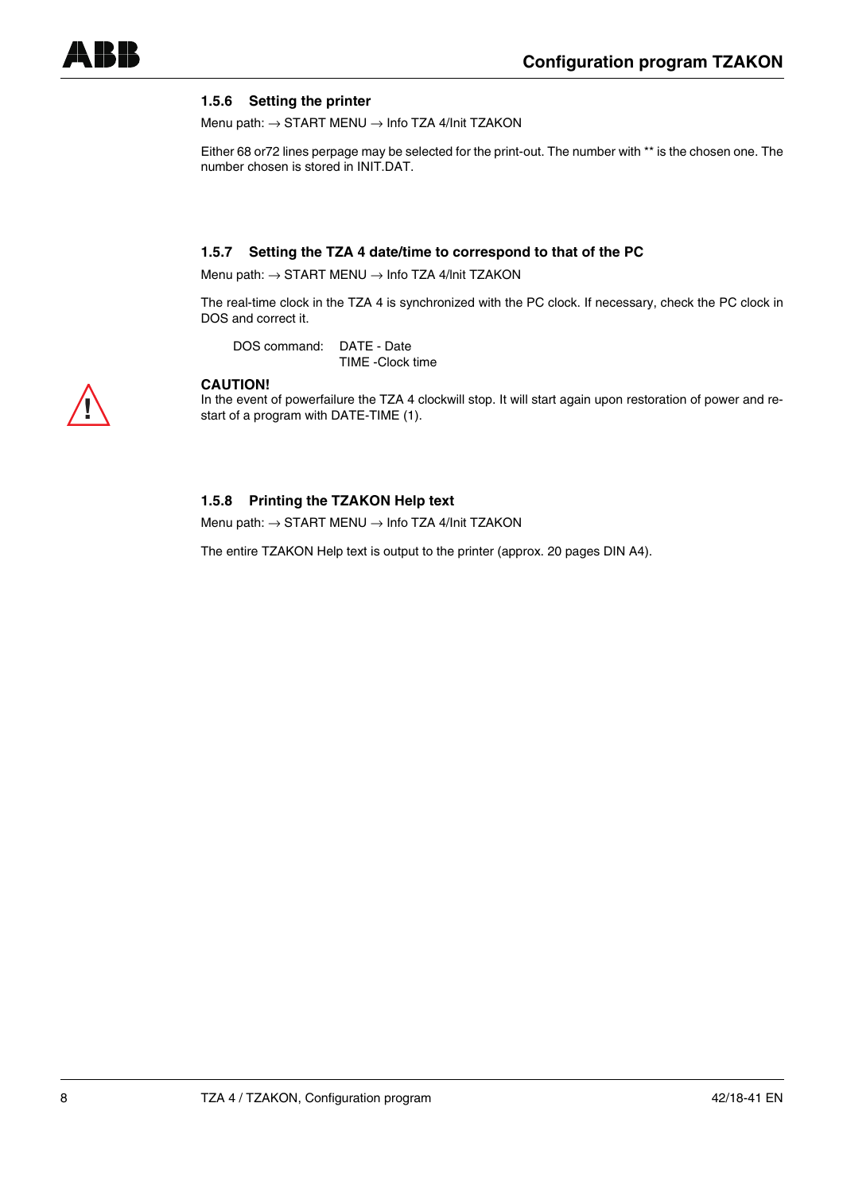### 1.5.6 Setting the printer

Menu path: → START MENU → Info TZA 4/Init TZAKON

Either 68 or72 lines perpage may be selected for the print-out. The number with ** is the chosen one. The number chosen is stored in INIT.DAT.

### 1.5.7 Setting the TZA 4 date/time to correspond to that of the PC

Menu path: → START MENU → Info TZA 4/Init TZAKON

The real-time clock in the TZA 4 is synchronized with the PC clock. If necessary, check the PC clock in DOS and correct it.

DOS command: DATE - Date
TIME -Clock time

**CAUTION!**
In the event of powerfailure the TZA 4 clockwill stop. It will start again upon restoration of power and re-start of a program with DATE-TIME (1).

### 1.5.8 Printing the TZAKON Help text

Menu path: → START MENU → Info TZA 4/Init TZAKON

The entire TZAKON Help text is output to the printer (approx. 20 pages DIN A4).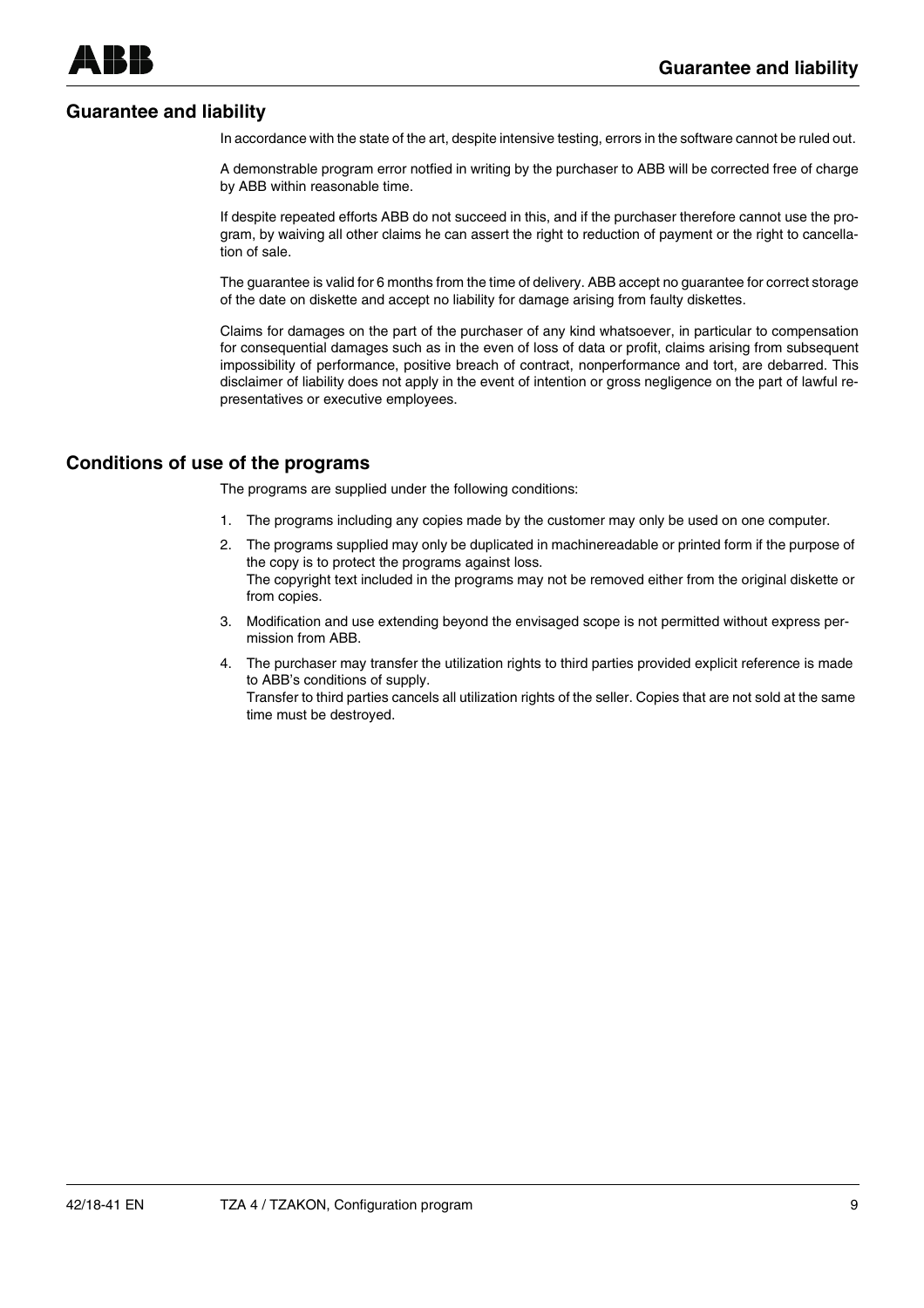## Guarantee and liability

In accordance with the state of the art, despite intensive testing, errors in the software cannot be ruled out.

A demonstrable program error notfied in writing by the purchaser to ABB will be corrected free of charge by ABB within reasonable time.

If despite repeated efforts ABB do not succeed in this, and if the purchaser therefore cannot use the program, by waiving all other claims he can assert the right to reduction of payment or the right to cancellation of sale.

The guarantee is valid for 6 months from the time of delivery. ABB accept no guarantee for correct storage of the date on diskette and accept no liability for damage arising from faulty diskettes.

Claims for damages on the part of the purchaser of any kind whatsoever, in particular to compensation for consequential damages such as in the even of loss of data or profit, claims arising from subsequent impossibility of performance, positive breach of contract, nonperformance and tort, are debarred. This disclaimer of liability does not apply in the event of intention or gross negligence on the part of lawful representatives or executive employees.

## Conditions of use of the programs

The programs are supplied under the following conditions:

1. The programs including any copies made by the customer may only be used on one computer.
2. The programs supplied may only be duplicated in machinereadable or printed form if the purpose of the copy is to protect the programs against loss.
   The copyright text included in the programs may not be removed either from the original diskette or from copies.
3. Modification and use extending beyond the envisaged scope is not permitted without express permission from ABB.
4. The purchaser may transfer the utilization rights to third parties provided explicit reference is made to ABB's conditions of supply.
   Transfer to third parties cancels all utilization rights of the seller. Copies that are not sold at the same time must be destroyed.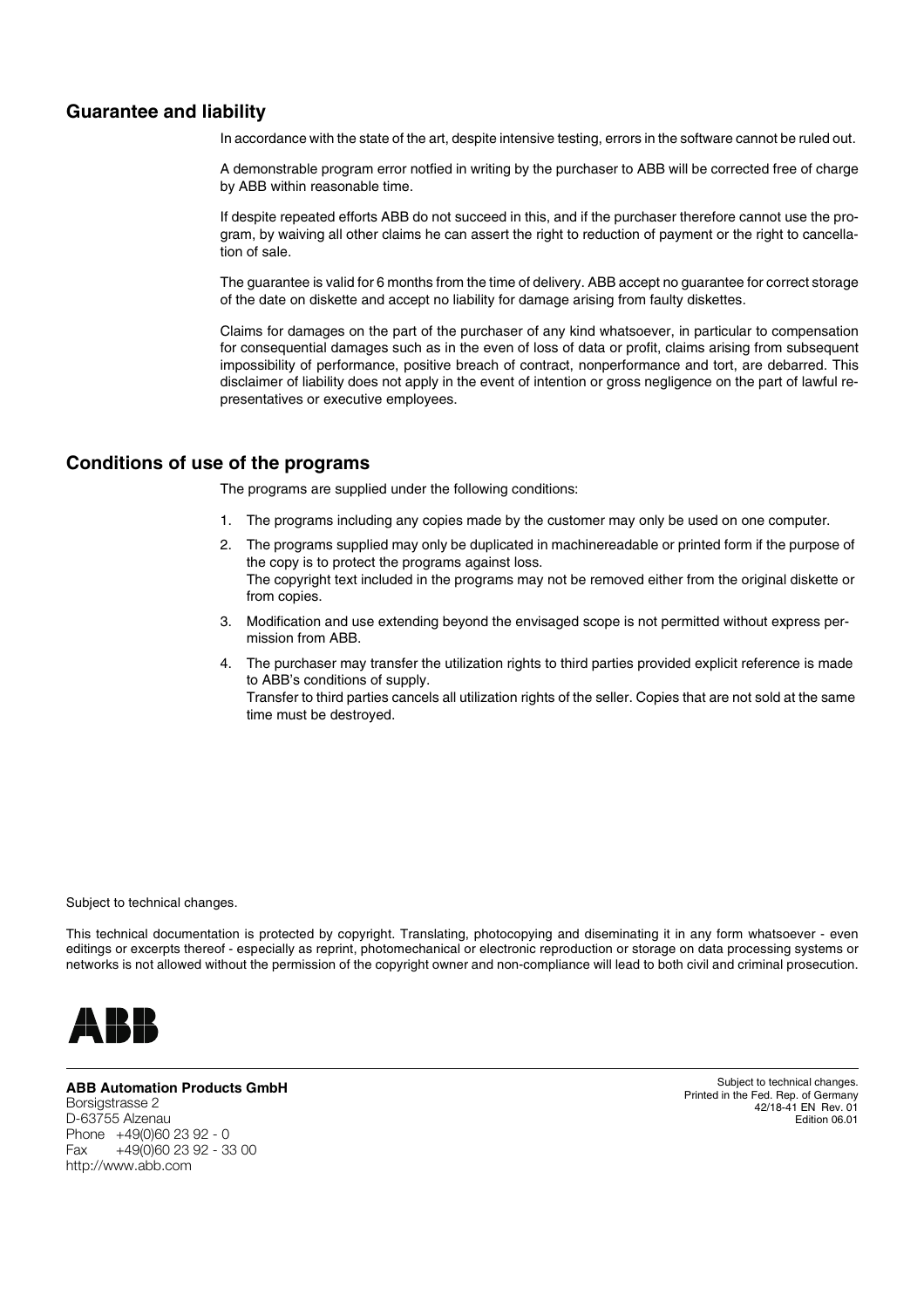## Guarantee and liability

In accordance with the state of the art, despite intensive testing, errors in the software cannot be ruled out.

A demonstrable program error notfied in writing by the purchaser to ABB will be corrected free of charge by ABB within reasonable time.

If despite repeated efforts ABB do not succeed in this, and if the purchaser therefore cannot use the program, by waiving all other claims he can assert the right to reduction of payment or the right to cancellation of sale.

The guarantee is valid for 6 months from the time of delivery. ABB accept no guarantee for correct storage of the date on diskette and accept no liability for damage arising from faulty diskettes.

Claims for damages on the part of the purchaser of any kind whatsoever, in particular to compensation for consequential damages such as in the even of loss of data or profit, claims arising from subsequent impossibility of performance, positive breach of contract, nonperformance and tort, are debarred. This disclaimer of liability does not apply in the event of intention or gross negligence on the part of lawful representatives or executive employees.

## Conditions of use of the programs

The programs are supplied under the following conditions:

1. The programs including any copies made by the customer may only be used on one computer.
2. The programs supplied may only be duplicated in machinereadable or printed form if the purpose of the copy is to protect the programs against loss.
   The copyright text included in the programs may not be removed either from the original diskette or from copies.
3. Modification and use extending beyond the envisaged scope is not permitted without express permission from ABB.
4. The purchaser may transfer the utilization rights to third parties provided explicit reference is made to ABB's conditions of supply.
   Transfer to third parties cancels all utilization rights of the seller. Copies that are not sold at the same time must be destroyed.

Subject to technical changes.

This technical documentation is protected by copyright. Translating, photocopying and diseminating it in any form whatsoever - even editings or excerpts thereof - especially as reprint, photomechanical or electronic reproduction or storage on data processing systems or networks is not allowed without the permission of the copyright owner and non-compliance will lead to both civil and criminal prosecution.

ABB

**ABB Automation Products GmbH**
Borsigstrasse 2
D-63755 Alzenau
Phone +49(0)60 23 92 - 0
Fax +49(0)60 23 92 - 33 00
http://www.abb.com

Subject to technical changes.
Printed in the Fed. Rep. of Germany
42/18-41 EN Rev. 01
Edition 06.01